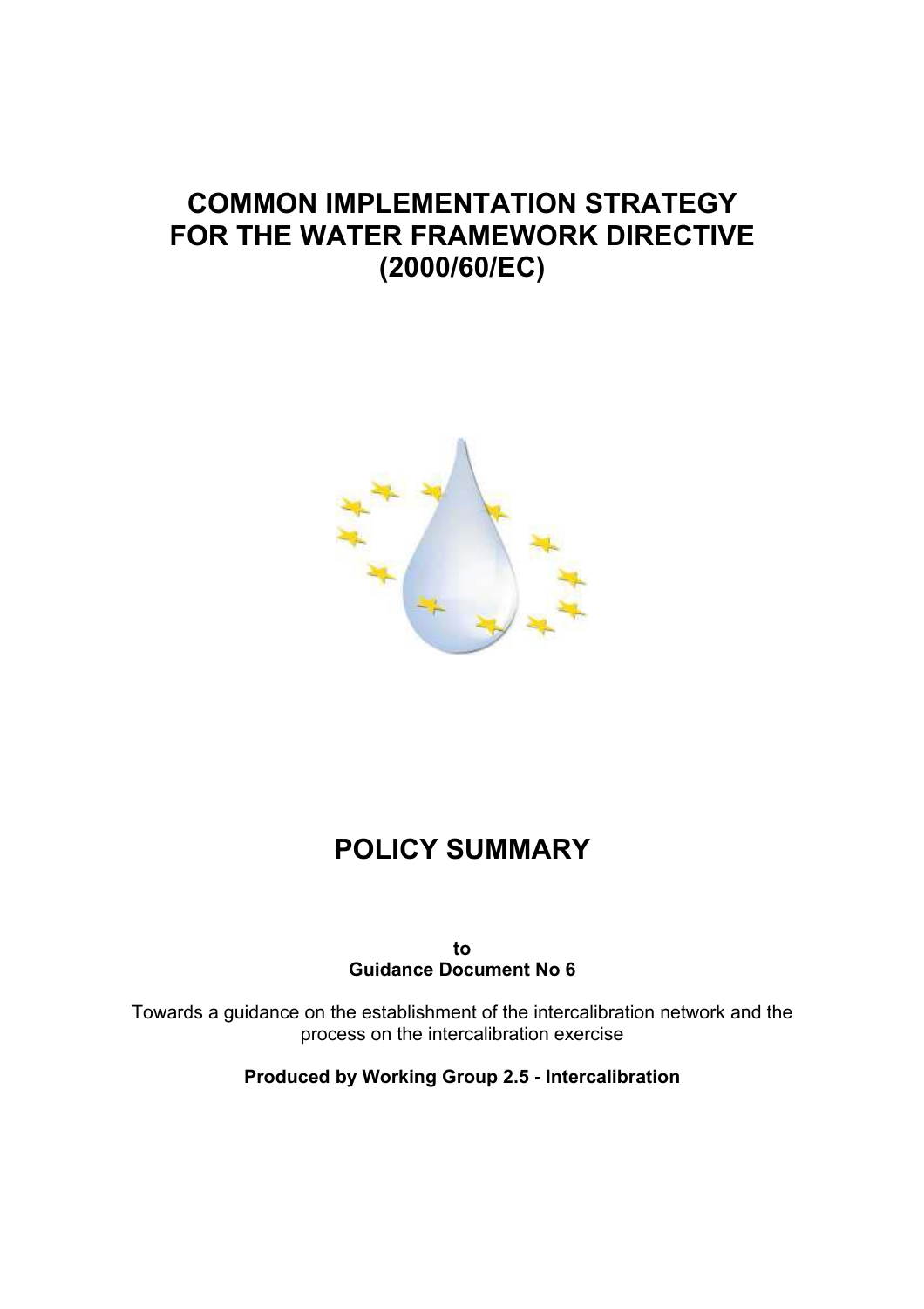# COMMON IMPLEMENTATION STRATEGY FOR THE WATER FRAMEWORK DIRECTIVE (2000/60/EC)

# POLICY SUMMARY

**to**
**Guidance Document No 6**

Towards a guidance on the establishment of the intercalibration network and the process on the intercalibration exercise

**Produced by Working Group 2.5 - Intercalibration**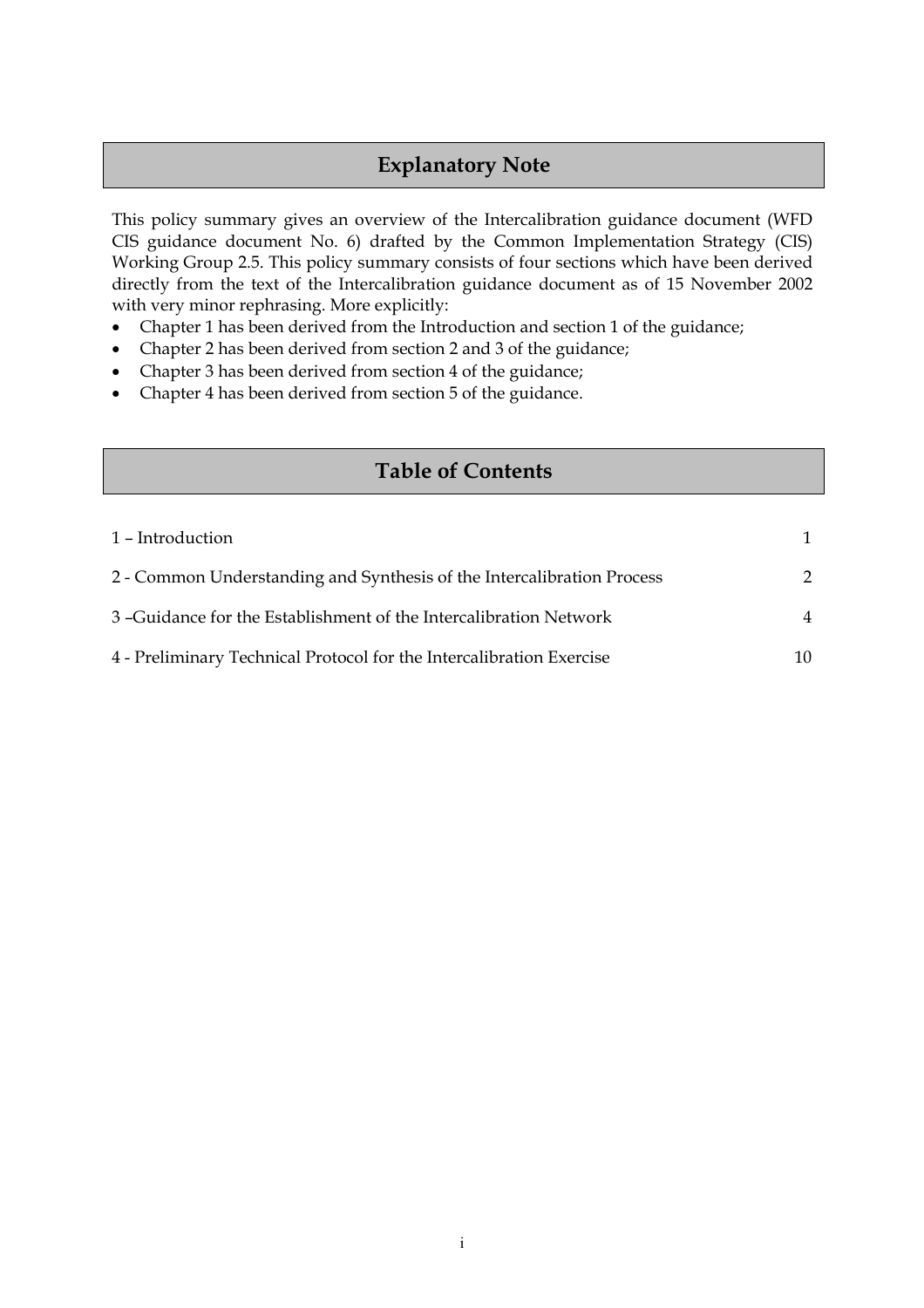## Explanatory Note

This policy summary gives an overview of the Intercalibration guidance document (WFD CIS guidance document No. 6) drafted by the Common Implementation Strategy (CIS) Working Group 2.5. This policy summary consists of four sections which have been derived directly from the text of the Intercalibration guidance document as of 15 November 2002 with very minor rephrasing. More explicitly:

- Chapter 1 has been derived from the Introduction and section 1 of the guidance;
- Chapter 2 has been derived from section 2 and 3 of the guidance;
- Chapter 3 has been derived from section 4 of the guidance;
- Chapter 4 has been derived from section 5 of the guidance.

## Table of Contents

| | |
|---|---|
| 1 – Introduction | 1 |
| 2 - Common Understanding and Synthesis of the Intercalibration Process | 2 |
| 3 –Guidance for the Establishment of the Intercalibration Network | 4 |
| 4 - Preliminary Technical Protocol for the Intercalibration Exercise | 10 |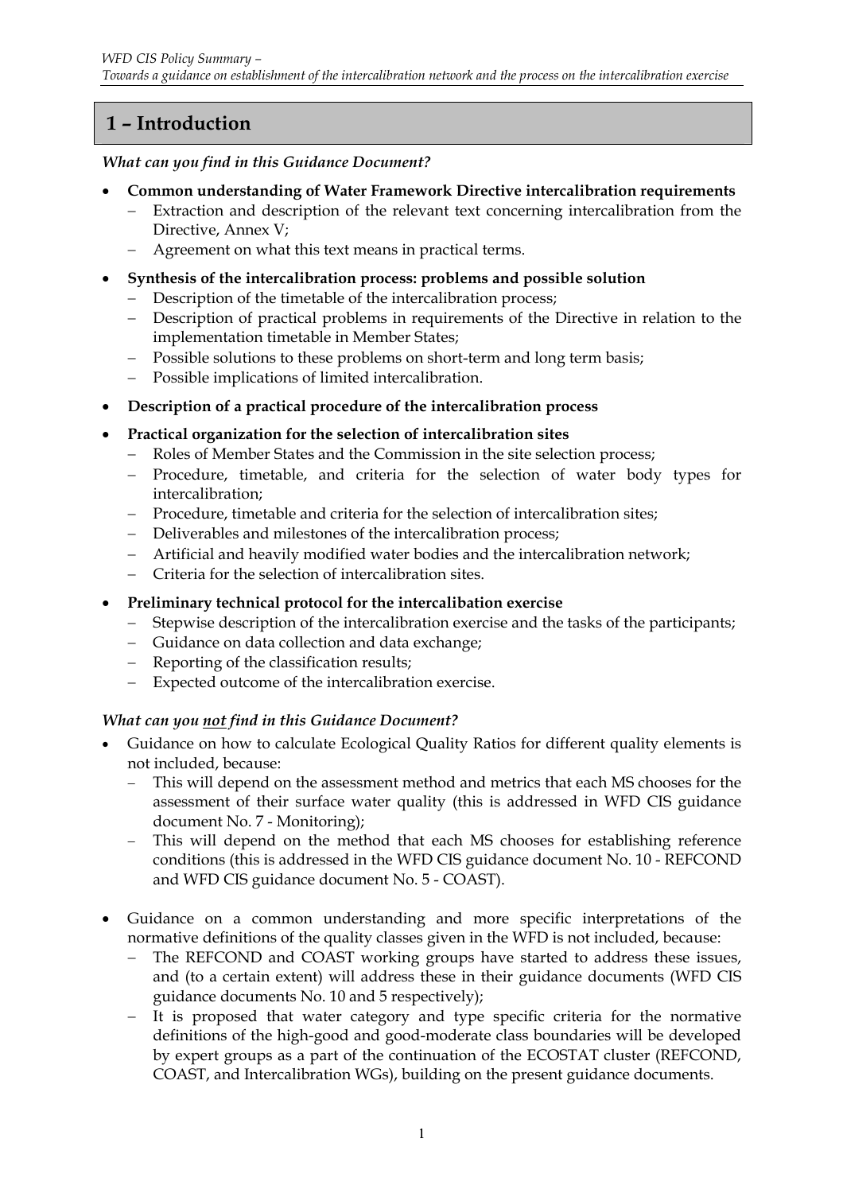# 1 – Introduction

***What can you find in this Guidance Document?***

- **Common understanding of Water Framework Directive intercalibration requirements**
  - Extraction and description of the relevant text concerning intercalibration from the Directive, Annex V;
  - Agreement on what this text means in practical terms.
- **Synthesis of the intercalibration process: problems and possible solution**
  - Description of the timetable of the intercalibration process;
  - Description of practical problems in requirements of the Directive in relation to the implementation timetable in Member States;
  - Possible solutions to these problems on short-term and long term basis;
  - Possible implications of limited intercalibration.
- **Description of a practical procedure of the intercalibration process**
- **Practical organization for the selection of intercalibration sites**
  - Roles of Member States and the Commission in the site selection process;
  - Procedure, timetable, and criteria for the selection of water body types for intercalibration;
  - Procedure, timetable and criteria for the selection of intercalibration sites;
  - Deliverables and milestones of the intercalibration process;
  - Artificial and heavily modified water bodies and the intercalibration network;
  - Criteria for the selection of intercalibration sites.
- **Preliminary technical protocol for the intercalibation exercise**
  - Stepwise description of the intercalibration exercise and the tasks of the participants;
  - Guidance on data collection and data exchange;
  - Reporting of the classification results;
  - Expected outcome of the intercalibration exercise.

***What can you <u>not</u> find in this Guidance Document?***

- Guidance on how to calculate Ecological Quality Ratios for different quality elements is not included, because:
  - This will depend on the assessment method and metrics that each MS chooses for the assessment of their surface water quality (this is addressed in WFD CIS guidance document No. 7 - Monitoring);
  - This will depend on the method that each MS chooses for establishing reference conditions (this is addressed in the WFD CIS guidance document No. 10 - REFCOND and WFD CIS guidance document No. 5 - COAST).
- Guidance on a common understanding and more specific interpretations of the normative definitions of the quality classes given in the WFD is not included, because:
  - The REFCOND and COAST working groups have started to address these issues, and (to a certain extent) will address these in their guidance documents (WFD CIS guidance documents No. 10 and 5 respectively);
  - It is proposed that water category and type specific criteria for the normative definitions of the high-good and good-moderate class boundaries will be developed by expert groups as a part of the continuation of the ECOSTAT cluster (REFCOND, COAST, and Intercalibration WGs), building on the present guidance documents.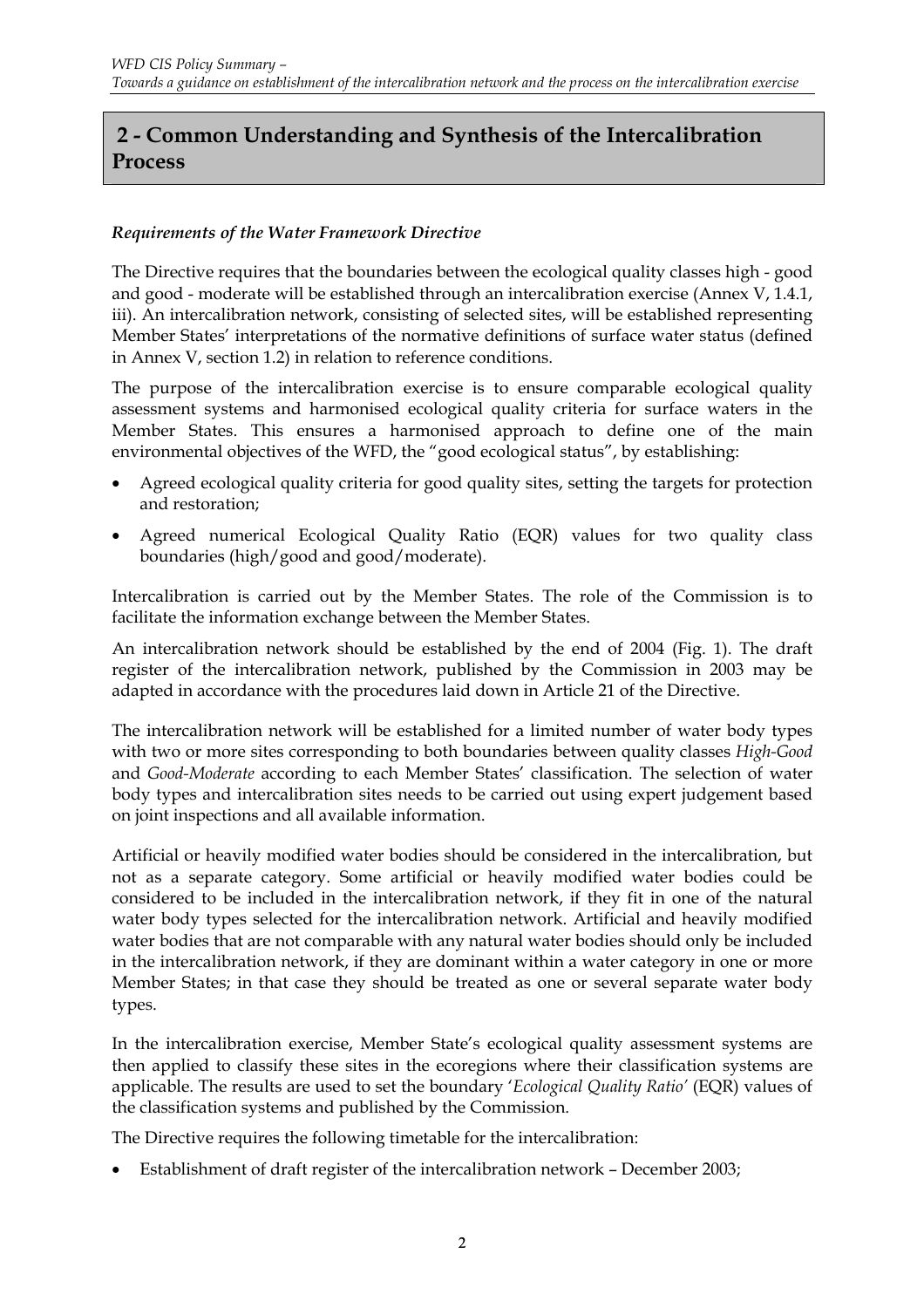## 2 - Common Understanding and Synthesis of the Intercalibration Process

***Requirements of the Water Framework Directive***

The Directive requires that the boundaries between the ecological quality classes high - good and good - moderate will be established through an intercalibration exercise (Annex V, 1.4.1, iii). An intercalibration network, consisting of selected sites, will be established representing Member States' interpretations of the normative definitions of surface water status (defined in Annex V, section 1.2) in relation to reference conditions.

The purpose of the intercalibration exercise is to ensure comparable ecological quality assessment systems and harmonised ecological quality criteria for surface waters in the Member States. This ensures a harmonised approach to define one of the main environmental objectives of the WFD, the "good ecological status", by establishing:

- Agreed ecological quality criteria for good quality sites, setting the targets for protection and restoration;
- Agreed numerical Ecological Quality Ratio (EQR) values for two quality class boundaries (high/good and good/moderate).

Intercalibration is carried out by the Member States. The role of the Commission is to facilitate the information exchange between the Member States.

An intercalibration network should be established by the end of 2004 (Fig. 1). The draft register of the intercalibration network, published by the Commission in 2003 may be adapted in accordance with the procedures laid down in Article 21 of the Directive.

The intercalibration network will be established for a limited number of water body types with two or more sites corresponding to both boundaries between quality classes *High-Good* and *Good-Moderate* according to each Member States' classification. The selection of water body types and intercalibration sites needs to be carried out using expert judgement based on joint inspections and all available information.

Artificial or heavily modified water bodies should be considered in the intercalibration, but not as a separate category. Some artificial or heavily modified water bodies could be considered to be included in the intercalibration network, if they fit in one of the natural water body types selected for the intercalibration network. Artificial and heavily modified water bodies that are not comparable with any natural water bodies should only be included in the intercalibration network, if they are dominant within a water category in one or more Member States; in that case they should be treated as one or several separate water body types.

In the intercalibration exercise, Member State's ecological quality assessment systems are then applied to classify these sites in the ecoregions where their classification systems are applicable. The results are used to set the boundary '*Ecological Quality Ratio*' (EQR) values of the classification systems and published by the Commission.

The Directive requires the following timetable for the intercalibration:

- Establishment of draft register of the intercalibration network – December 2003;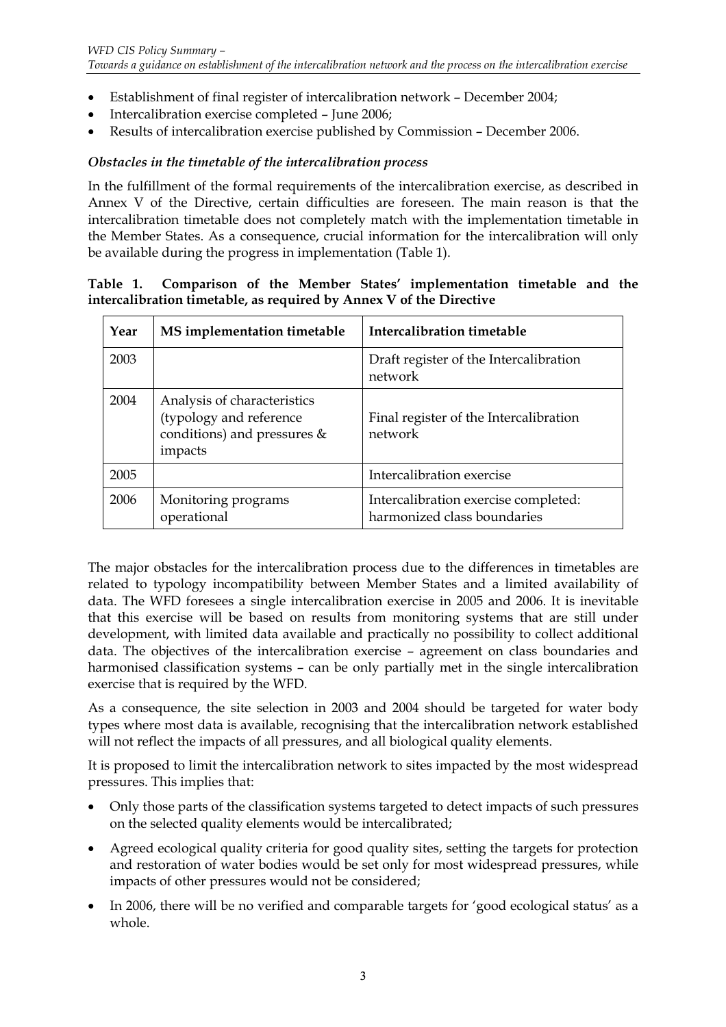- Establishment of final register of intercalibration network – December 2004;
- Intercalibration exercise completed – June 2006;
- Results of intercalibration exercise published by Commission – December 2006.

### *Obstacles in the timetable of the intercalibration process*

In the fulfillment of the formal requirements of the intercalibration exercise, as described in Annex V of the Directive, certain difficulties are foreseen. The main reason is that the intercalibration timetable does not completely match with the implementation timetable in the Member States. As a consequence, crucial information for the intercalibration will only be available during the progress in implementation (Table 1).

**Table 1. Comparison of the Member States' implementation timetable and the intercalibration timetable, as required by Annex V of the Directive**

| Year | MS implementation timetable | Intercalibration timetable |
|---|---|---|
| 2003 | | Draft register of the Intercalibration network |
| 2004 | Analysis of characteristics (typology and reference conditions) and pressures & impacts | Final register of the Intercalibration network |
| 2005 | | Intercalibration exercise |
| 2006 | Monitoring programs operational | Intercalibration exercise completed: harmonized class boundaries |

The major obstacles for the intercalibration process due to the differences in timetables are related to typology incompatibility between Member States and a limited availability of data. The WFD foresees a single intercalibration exercise in 2005 and 2006. It is inevitable that this exercise will be based on results from monitoring systems that are still under development, with limited data available and practically no possibility to collect additional data. The objectives of the intercalibration exercise – agreement on class boundaries and harmonised classification systems – can be only partially met in the single intercalibration exercise that is required by the WFD.

As a consequence, the site selection in 2003 and 2004 should be targeted for water body types where most data is available, recognising that the intercalibration network established will not reflect the impacts of all pressures, and all biological quality elements.

It is proposed to limit the intercalibration network to sites impacted by the most widespread pressures. This implies that:

- Only those parts of the classification systems targeted to detect impacts of such pressures on the selected quality elements would be intercalibrated;
- Agreed ecological quality criteria for good quality sites, setting the targets for protection and restoration of water bodies would be set only for most widespread pressures, while impacts of other pressures would not be considered;
- In 2006, there will be no verified and comparable targets for 'good ecological status' as a whole.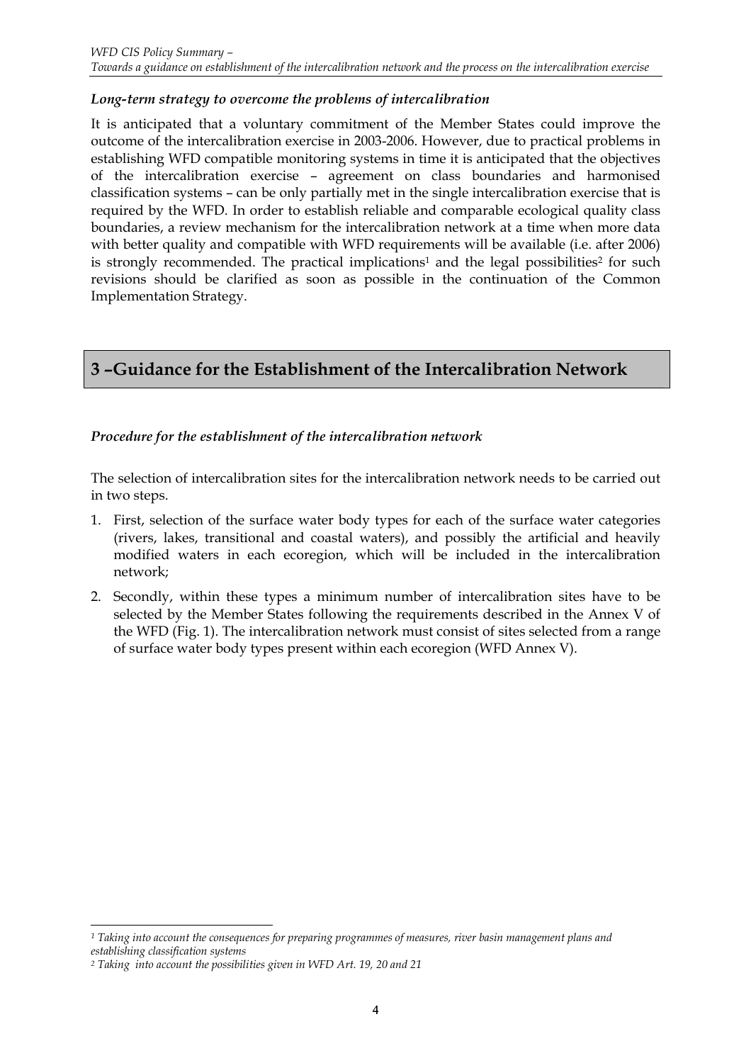### *Long-term strategy to overcome the problems of intercalibration*

It is anticipated that a voluntary commitment of the Member States could improve the outcome of the intercalibration exercise in 2003-2006. However, due to practical problems in establishing WFD compatible monitoring systems in time it is anticipated that the objectives of the intercalibration exercise – agreement on class boundaries and harmonised classification systems – can be only partially met in the single intercalibration exercise that is required by the WFD. In order to establish reliable and comparable ecological quality class boundaries, a review mechanism for the intercalibration network at a time when more data with better quality and compatible with WFD requirements will be available (i.e. after 2006) is strongly recommended. The practical implications[1] and the legal possibilities[2] for such revisions should be clarified as soon as possible in the continuation of the Common Implementation Strategy.

## 3 –Guidance for the Establishment of the Intercalibration Network

### *Procedure for the establishment of the intercalibration network*

The selection of intercalibration sites for the intercalibration network needs to be carried out in two steps.

1. First, selection of the surface water body types for each of the surface water categories (rivers, lakes, transitional and coastal waters), and possibly the artificial and heavily modified waters in each ecoregion, which will be included in the intercalibration network;
2. Secondly, within these types a minimum number of intercalibration sites have to be selected by the Member States following the requirements described in the Annex V of the WFD (Fig. 1). The intercalibration network must consist of sites selected from a range of surface water body types present within each ecoregion (WFD Annex V).

---

*[1] Taking into account the consequences for preparing programmes of measures, river basin management plans and establishing classification systems*

*[2] Taking into account the possibilities given in WFD Art. 19, 20 and 21*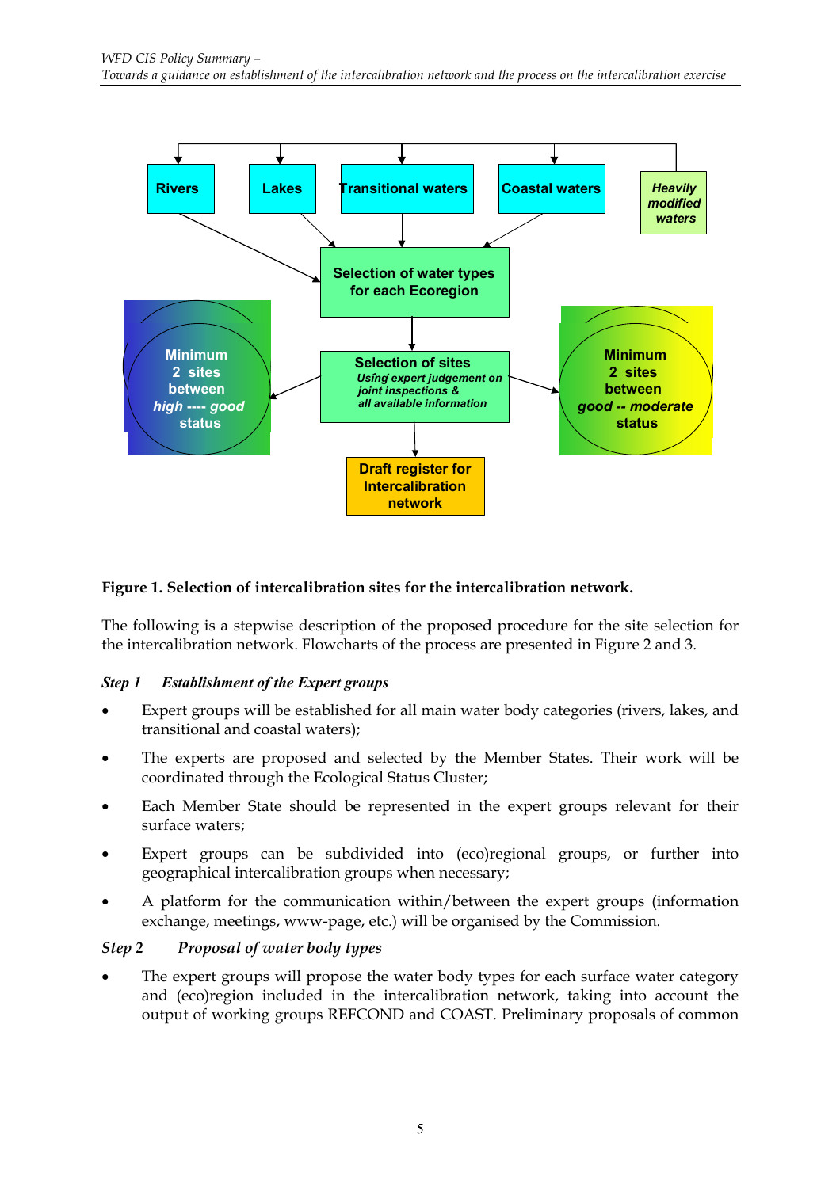Rivers

Lakes

Transitional waters

Coastal waters

*Heavily modified waters*

Selection of water types for each Ecoregion

Minimum 2 sites between *high ---- good* status

Selection of sites *Using expert judgement on joint inspections & all available information*

Minimum 2 sites between *good -- moderate* status

Draft register for Intercalibration network

**Figure 1. Selection of intercalibration sites for the intercalibration network.**

The following is a stepwise description of the proposed procedure for the site selection for the intercalibration network. Flowcharts of the process are presented in Figure 2 and 3.

***Step 1 Establishment of the Expert groups***

- Expert groups will be established for all main water body categories (rivers, lakes, and transitional and coastal waters);
- The experts are proposed and selected by the Member States. Their work will be coordinated through the Ecological Status Cluster;
- Each Member State should be represented in the expert groups relevant for their surface waters;
- Expert groups can be subdivided into (eco)regional groups, or further into geographical intercalibration groups when necessary;
- A platform for the communication within/between the expert groups (information exchange, meetings, www-page, etc.) will be organised by the Commission.

*Step 2 Proposal of water body types*

- The expert groups will propose the water body types for each surface water category and (eco)region included in the intercalibration network, taking into account the output of working groups REFCOND and COAST. Preliminary proposals of common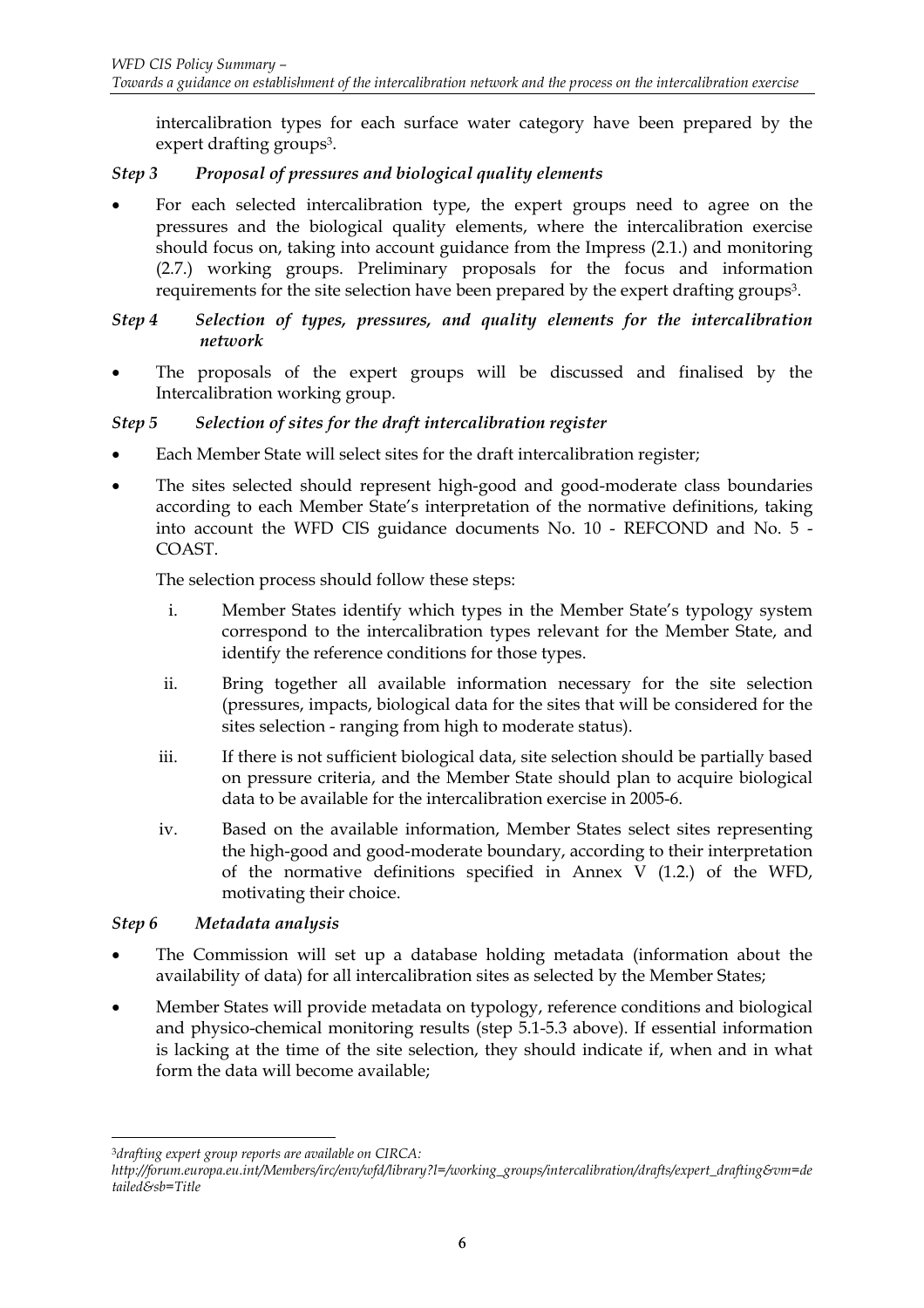intercalibration types for each surface water category have been prepared by the expert drafting groups[3].

*Step 3 Proposal of pressures and biological quality elements*

- For each selected intercalibration type, the expert groups need to agree on the pressures and the biological quality elements, where the intercalibration exercise should focus on, taking into account guidance from the Impress (2.1.) and monitoring (2.7.) working groups. Preliminary proposals for the focus and information requirements for the site selection have been prepared by the expert drafting groups[3].

*Step 4 Selection of types, pressures, and quality elements for the intercalibration network*

- The proposals of the expert groups will be discussed and finalised by the Intercalibration working group.

*Step 5 Selection of sites for the draft intercalibration register*

- Each Member State will select sites for the draft intercalibration register;
- The sites selected should represent high-good and good-moderate class boundaries according to each Member State's interpretation of the normative definitions, taking into account the WFD CIS guidance documents No. 10 - REFCOND and No. 5 - COAST.

  The selection process should follow these steps:

  i. Member States identify which types in the Member State's typology system correspond to the intercalibration types relevant for the Member State, and identify the reference conditions for those types.

  ii. Bring together all available information necessary for the site selection (pressures, impacts, biological data for the sites that will be considered for the sites selection - ranging from high to moderate status).

  iii. If there is not sufficient biological data, site selection should be partially based on pressure criteria, and the Member State should plan to acquire biological data to be available for the intercalibration exercise in 2005-6.

  iv. Based on the available information, Member States select sites representing the high-good and good-moderate boundary, according to their interpretation of the normative definitions specified in Annex V (1.2.) of the WFD, motivating their choice.

*Step 6 Metadata analysis*

- The Commission will set up a database holding metadata (information about the availability of data) for all intercalibration sites as selected by the Member States;
- Member States will provide metadata on typology, reference conditions and biological and physico-chemical monitoring results (step 5.1-5.3 above). If essential information is lacking at the time of the site selection, they should indicate if, when and in what form the data will become available;

---

[3] *drafting expert group reports are available on CIRCA: http://forum.europa.eu.int/Members/irc/env/wfd/library?l=/working_groups/intercalibration/drafts/expert_drafting&vm=detailed&sb=Title*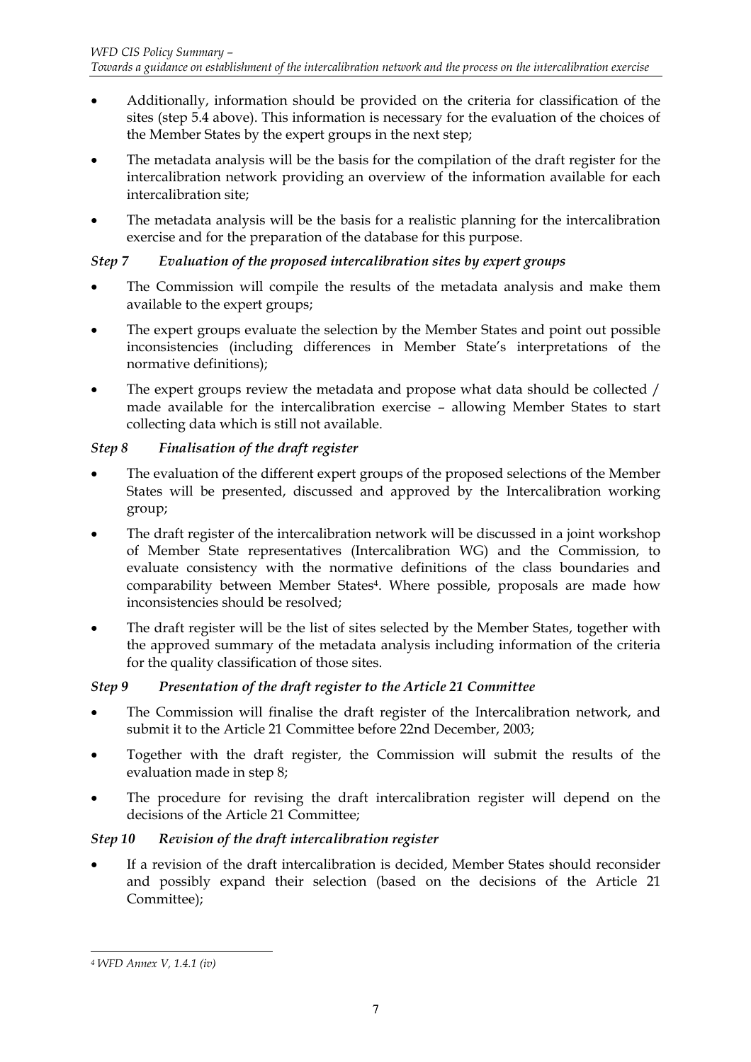- Additionally, information should be provided on the criteria for classification of the sites (step 5.4 above). This information is necessary for the evaluation of the choices of the Member States by the expert groups in the next step;
- The metadata analysis will be the basis for the compilation of the draft register for the intercalibration network providing an overview of the information available for each intercalibration site;
- The metadata analysis will be the basis for a realistic planning for the intercalibration exercise and for the preparation of the database for this purpose.

### *Step 7 Evaluation of the proposed intercalibration sites by expert groups*

- The Commission will compile the results of the metadata analysis and make them available to the expert groups;
- The expert groups evaluate the selection by the Member States and point out possible inconsistencies (including differences in Member State's interpretations of the normative definitions);
- The expert groups review the metadata and propose what data should be collected / made available for the intercalibration exercise – allowing Member States to start collecting data which is still not available.

### *Step 8 Finalisation of the draft register*

- The evaluation of the different expert groups of the proposed selections of the Member States will be presented, discussed and approved by the Intercalibration working group;
- The draft register of the intercalibration network will be discussed in a joint workshop of Member State representatives (Intercalibration WG) and the Commission, to evaluate consistency with the normative definitions of the class boundaries and comparability between Member States[4]. Where possible, proposals are made how inconsistencies should be resolved;
- The draft register will be the list of sites selected by the Member States, together with the approved summary of the metadata analysis including information of the criteria for the quality classification of those sites.

### *Step 9 Presentation of the draft register to the Article 21 Committee*

- The Commission will finalise the draft register of the Intercalibration network, and submit it to the Article 21 Committee before 22nd December, 2003;
- Together with the draft register, the Commission will submit the results of the evaluation made in step 8;
- The procedure for revising the draft intercalibration register will depend on the decisions of the Article 21 Committee;

### *Step 10 Revision of the draft intercalibration register*

- If a revision of the draft intercalibration is decided, Member States should reconsider and possibly expand their selection (based on the decisions of the Article 21 Committee);

[4] *WFD Annex V, 1.4.1 (iv)*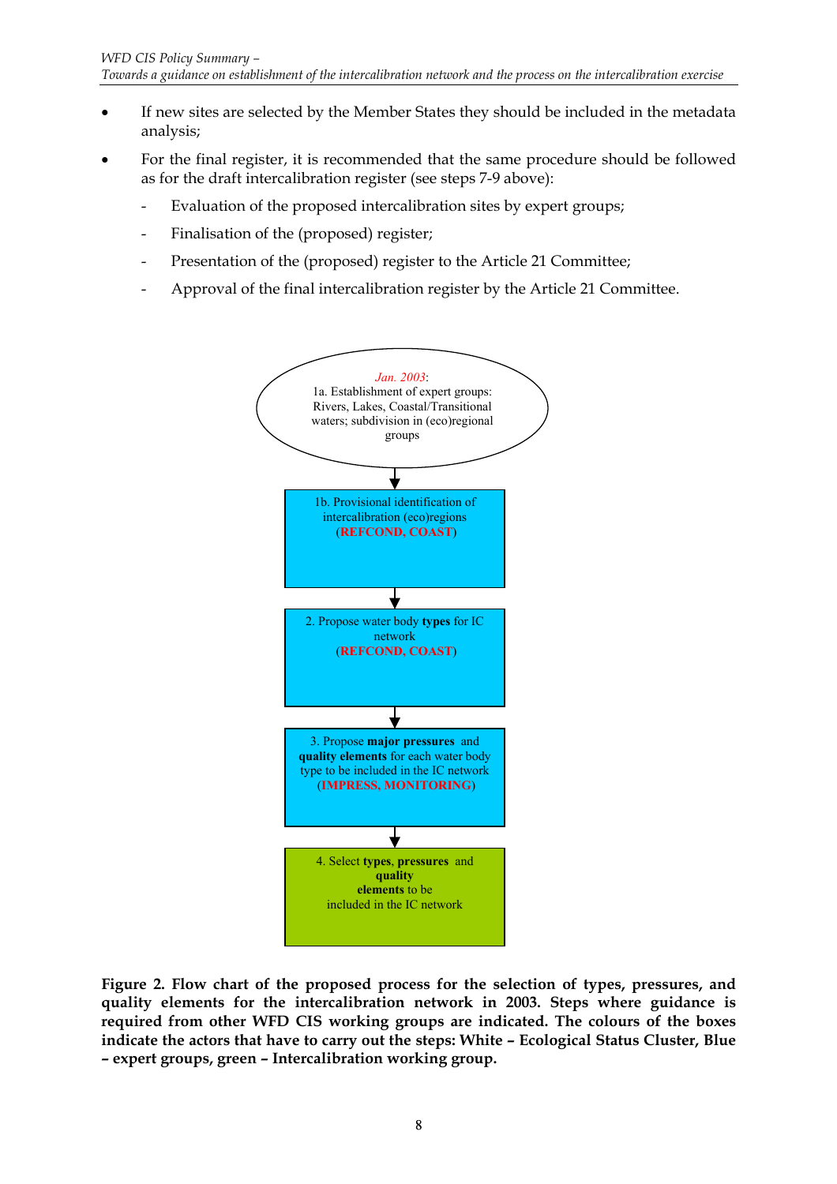- If new sites are selected by the Member States they should be included in the metadata analysis;
- For the final register, it is recommended that the same procedure should be followed as for the draft intercalibration register (see steps 7-9 above):
  - Evaluation of the proposed intercalibration sites by expert groups;
  - Finalisation of the (proposed) register;
  - Presentation of the (proposed) register to the Article 21 Committee;
  - Approval of the final intercalibration register by the Article 21 Committee.

*Jan. 2003*:
1a. Establishment of expert groups: Rivers, Lakes, Coastal/Transitional waters; subdivision in (eco)regional groups

1b. Provisional identification of intercalibration (eco)regions (**REFCOND, COAST**)

2. Propose water body **types** for IC network (**REFCOND, COAST**)

3. Propose **major pressures** and **quality elements** for each water body type to be included in the IC network (**IMPRESS, MONITORING**)

4. Select **types**, **pressures** and **quality elements** to be included in the IC network

**Figure 2. Flow chart of the proposed process for the selection of types, pressures, and quality elements for the intercalibration network in 2003. Steps where guidance is required from other WFD CIS working groups are indicated. The colours of the boxes indicate the actors that have to carry out the steps: White – Ecological Status Cluster, Blue – expert groups, green – Intercalibration working group.**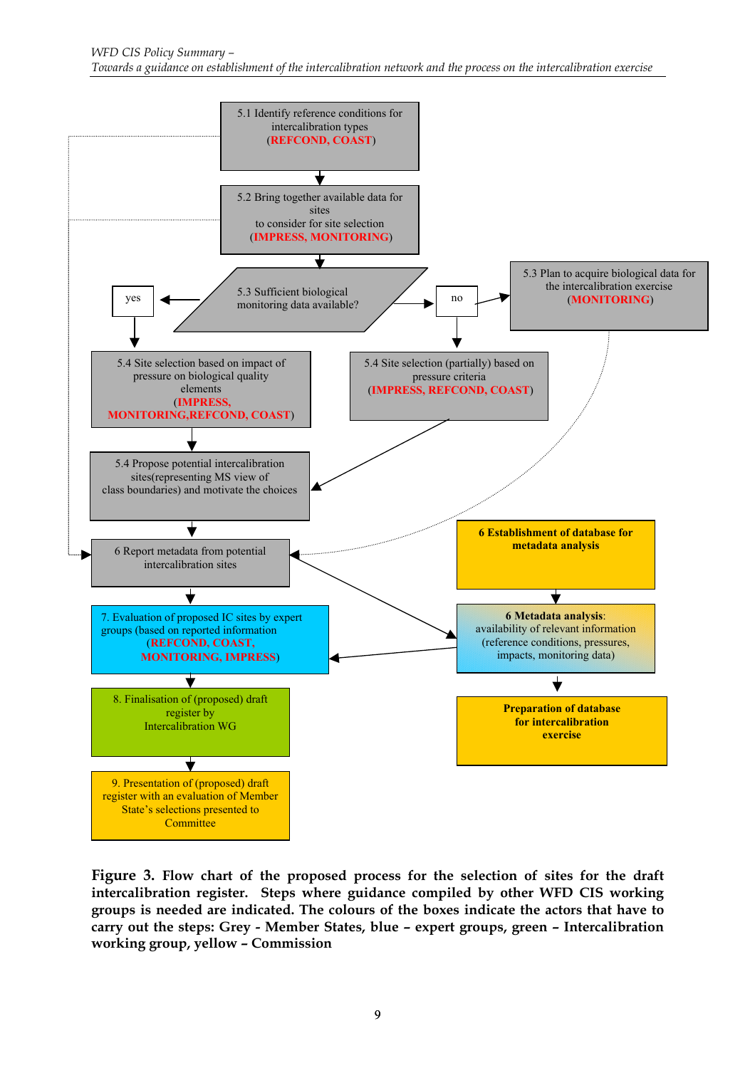5.1 Identify reference conditions for intercalibration types (REFCOND, COAST)

5.2 Bring together available data for sites to consider for site selection (IMPRESS, MONITORING)

5.3 Sufficient biological monitoring data available?

yes

no

5.3 Plan to acquire biological data for the intercalibration exercise (MONITORING)

5.4 Site selection based on impact of pressure on biological quality elements (IMPRESS, MONITORING,REFCOND, COAST)

5.4 Site selection (partially) based on pressure criteria (IMPRESS, REFCOND, COAST)

5.4 Propose potential intercalibration sites(representing MS view of class boundaries) and motivate the choices

6 Report metadata from potential intercalibration sites

6 Establishment of database for metadata analysis

6 Metadata analysis: availability of relevant information (reference conditions, pressures, impacts, monitoring data)

7. Evaluation of proposed IC sites by expert groups (based on reported information (REFCOND, COAST, MONITORING, IMPRESS)

Preparation of database for intercalibration exercise

8. Finalisation of (proposed) draft register by Intercalibration WG

9. Presentation of (proposed) draft register with an evaluation of Member State's selections presented to Committee

**Figure 3. Flow chart of the proposed process for the selection of sites for the draft intercalibration register. Steps where guidance compiled by other WFD CIS working groups is needed are indicated. The colours of the boxes indicate the actors that have to carry out the steps: Grey - Member States, blue – expert groups, green – Intercalibration working group, yellow – Commission**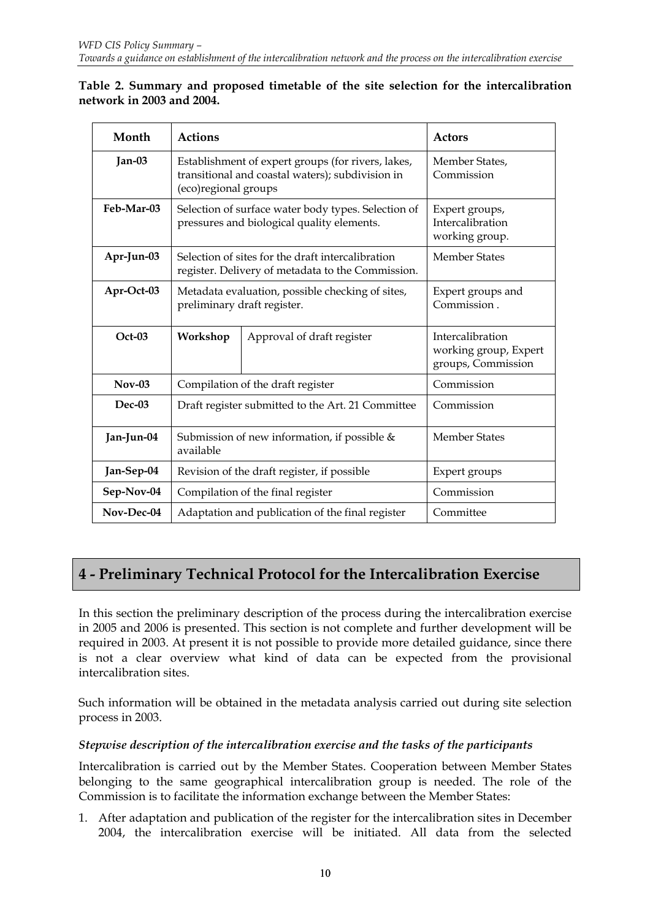**Table 2. Summary and proposed timetable of the site selection for the intercalibration network in 2003 and 2004.**

| Month | Actions | | Actors |
|---|---|---|---|
| **Jan-03** | Establishment of expert groups (for rivers, lakes, transitional and coastal waters); subdivision in (eco)regional groups | | Member States, Commission |
| **Feb-Mar-03** | Selection of surface water body types. Selection of pressures and biological quality elements. | | Expert groups, Intercalibration working group. |
| **Apr-Jun-03** | Selection of sites for the draft intercalibration register. Delivery of metadata to the Commission. | | Member States |
| **Apr-Oct-03** | Metadata evaluation, possible checking of sites, preliminary draft register. | | Expert groups and Commission . |
| **Oct-03** | **Workshop** | Approval of draft register | Intercalibration working group, Expert groups, Commission |
| **Nov-03** | Compilation of the draft register | | Commission |
| **Dec-03** | Draft register submitted to the Art. 21 Committee | | Commission |
| **Jan-Jun-04** | Submission of new information, if possible & available | | Member States |
| **Jan-Sep-04** | Revision of the draft register, if possible | | Expert groups |
| **Sep-Nov-04** | Compilation of the final register | | Commission |
| **Nov-Dec-04** | Adaptation and publication of the final register | | Committee |

# 4 - Preliminary Technical Protocol for the Intercalibration Exercise

In this section the preliminary description of the process during the intercalibration exercise in 2005 and 2006 is presented. This section is not complete and further development will be required in 2003. At present it is not possible to provide more detailed guidance, since there is not a clear overview what kind of data can be expected from the provisional intercalibration sites.

Such information will be obtained in the metadata analysis carried out during site selection process in 2003.

### *Stepwise description of the intercalibration exercise and the tasks of the participants*

Intercalibration is carried out by the Member States. Cooperation between Member States belonging to the same geographical intercalibration group is needed. The role of the Commission is to facilitate the information exchange between the Member States:

1. After adaptation and publication of the register for the intercalibration sites in December 2004, the intercalibration exercise will be initiated. All data from the selected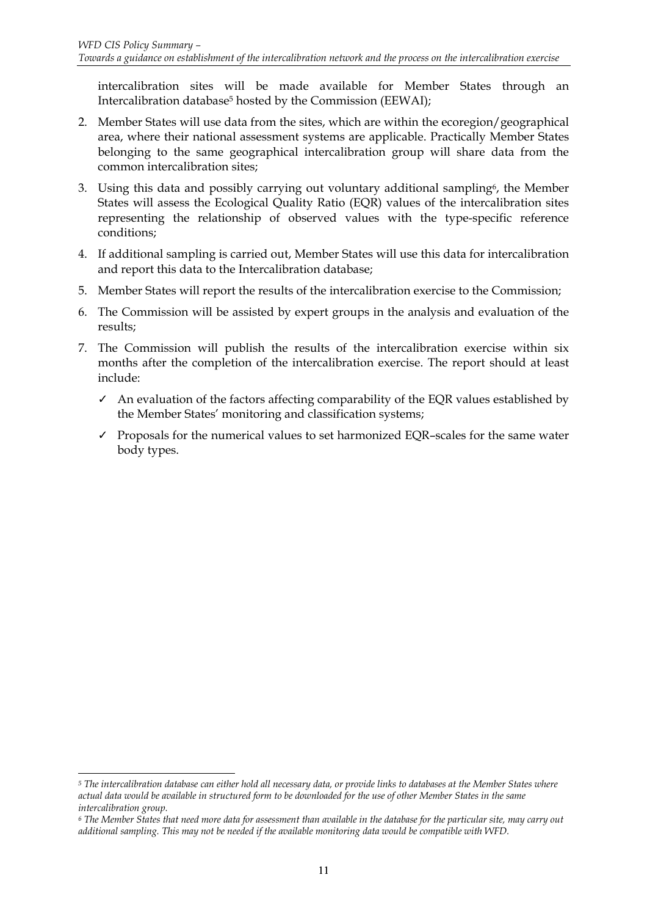intercalibration sites will be made available for Member States through an Intercalibration database[5] hosted by the Commission (EEWAI);

2. Member States will use data from the sites, which are within the ecoregion/geographical area, where their national assessment systems are applicable. Practically Member States belonging to the same geographical intercalibration group will share data from the common intercalibration sites;
3. Using this data and possibly carrying out voluntary additional sampling[6], the Member States will assess the Ecological Quality Ratio (EQR) values of the intercalibration sites representing the relationship of observed values with the type-specific reference conditions;
4. If additional sampling is carried out, Member States will use this data for intercalibration and report this data to the Intercalibration database;
5. Member States will report the results of the intercalibration exercise to the Commission;
6. The Commission will be assisted by expert groups in the analysis and evaluation of the results;
7. The Commission will publish the results of the intercalibration exercise within six months after the completion of the intercalibration exercise. The report should at least include:
   - ✓ An evaluation of the factors affecting comparability of the EQR values established by the Member States' monitoring and classification systems;
   - ✓ Proposals for the numerical values to set harmonized EQR–scales for the same water body types.

---

*[5] The intercalibration database can either hold all necessary data, or provide links to databases at the Member States where actual data would be available in structured form to be downloaded for the use of other Member States in the same intercalibration group.*

*[6] The Member States that need more data for assessment than available in the database for the particular site, may carry out additional sampling. This may not be needed if the available monitoring data would be compatible with WFD.*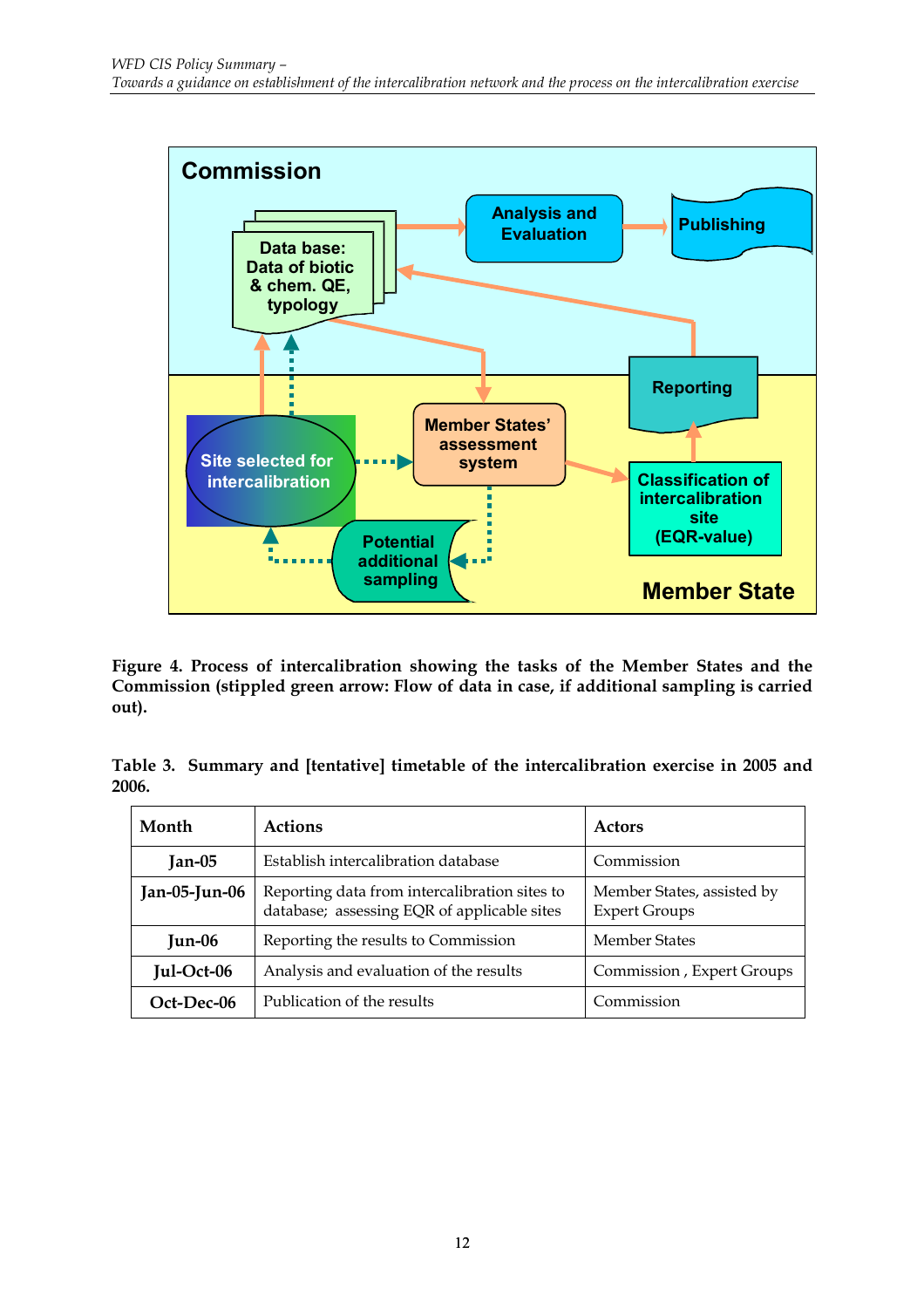Commission

Data base:
Data of biotic
& chem. QE,
typology

Analysis and
Evaluation

Publishing

Reporting

Site selected for
intercalibration

Member States'
assessment
system

Classification of
intercalibration
site
(EQR-value)

Potential
additional
sampling

Member State

**Figure 4. Process of intercalibration showing the tasks of the Member States and the Commission (stippled green arrow: Flow of data in case, if additional sampling is carried out).**

**Table 3. Summary and [tentative] timetable of the intercalibration exercise in 2005 and 2006.**

| Month | Actions | Actors |
|---|---|---|
| **Jan-05** | Establish intercalibration database | Commission |
| **Jan-05-Jun-06** | Reporting data from intercalibration sites to database; assessing EQR of applicable sites | Member States, assisted by Expert Groups |
| **Jun-06** | Reporting the results to Commission | Member States |
| **Jul-Oct-06** | Analysis and evaluation of the results | Commission , Expert Groups |
| **Oct-Dec-06** | Publication of the results | Commission |